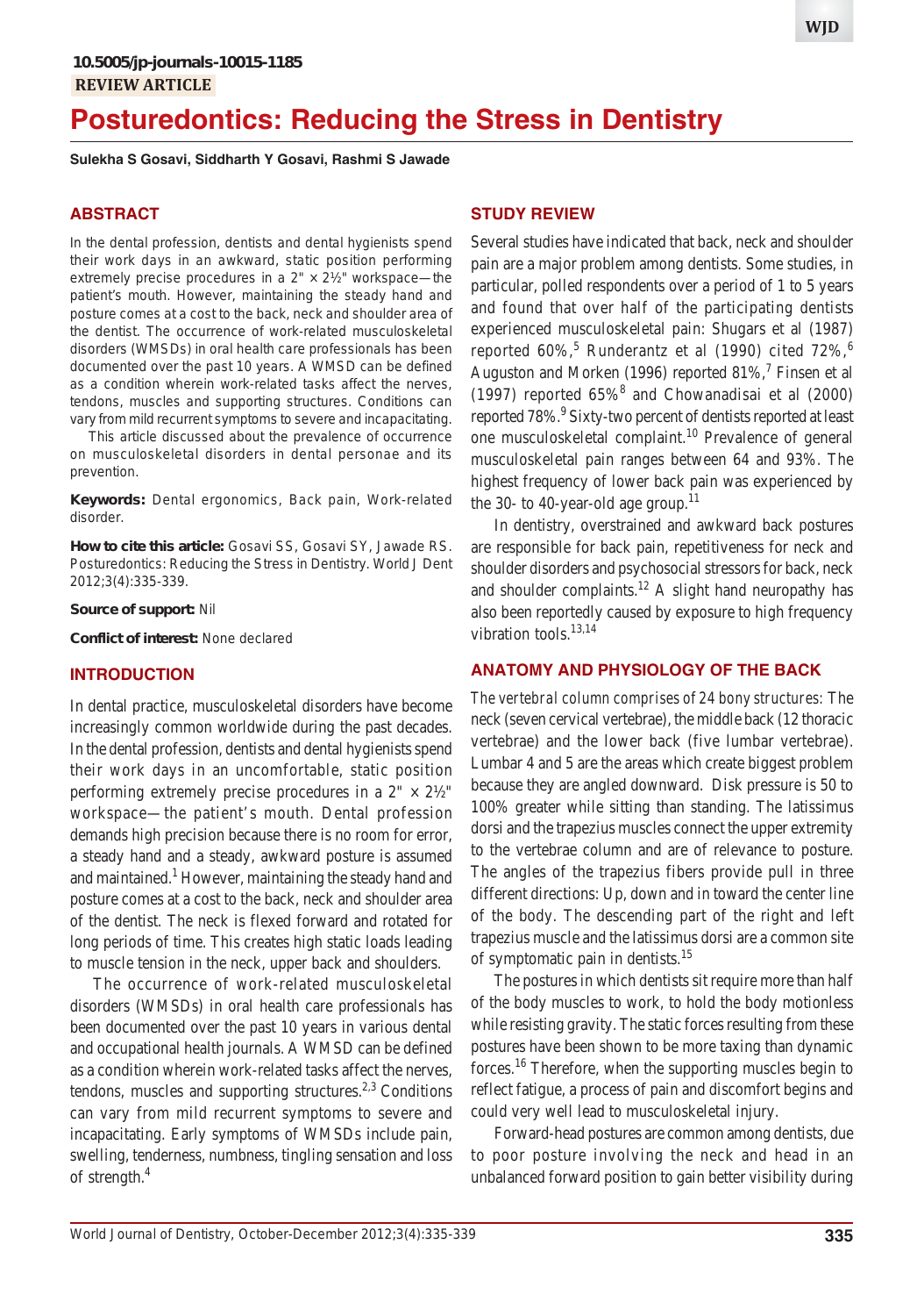10.5005/jp-journals-10015-1185

**REVIEW ARTICLE**

# Posturedontics: Reducing the Stress in Dentistry

**Sulekha S Gosavi, Siddharth Y Gosavi, Rashmi S Jawade**

## ABSTRACT

In the dental profession, dentists and dental hygienists spend their work days in an awkward, static position performing extremely precise procedures in a 2" × 2½" workspace—the patient's mouth. However, maintaining the steady hand and posture comes at a cost to the back, neck and shoulder area of the dentist. The occurrence of work-related musculoskeletal disorders (WMSDs) in oral health care professionals has been documented over the past 10 years. A WMSD can be defined as a condition wherein work-related tasks affect the nerves, tendons, muscles and supporting structures. Conditions can vary from mild recurrent symptoms to severe and incapacitating.

This article discussed about the prevalence of occurrence on musculoskeletal disorders in dental personae and its prevention.

**Keywords:** Dental ergonomics, Back pain, Work-related disorder.

**How to cite this article:** Gosavi SS, Gosavi SY, Jawade RS. Posturedontics: Reducing the Stress in Dentistry. World J Dent 2012;3(4):335-339.

**Source of support:** Nil

**Conflict of interest:** None declared

## INTRODUCTION

In dental practice, musculoskeletal disorders have become increasingly common worldwide during the past decades. In the dental profession, dentists and dental hygienists spend their work days in an uncomfortable, static position performing extremely precise procedures in a 2" × 2½" workspace—the patient's mouth. Dental profession demands high precision because there is no room for error, a steady hand and a steady, awkward posture is assumed and maintained.[1] However, maintaining the steady hand and posture comes at a cost to the back, neck and shoulder area of the dentist. The neck is flexed forward and rotated for long periods of time. This creates high static loads leading to muscle tension in the neck, upper back and shoulders.

The occurrence of work-related musculoskeletal disorders (WMSDs) in oral health care professionals has been documented over the past 10 years in various dental and occupational health journals. A WMSD can be defined as a condition wherein work-related tasks affect the nerves, tendons, muscles and supporting structures.[2,3] Conditions can vary from mild recurrent symptoms to severe and incapacitating. Early symptoms of WMSDs include pain, swelling, tenderness, numbness, tingling sensation and loss of strength.[4]

## STUDY REVIEW

Several studies have indicated that back, neck and shoulder pain are a major problem among dentists. Some studies, in particular, polled respondents over a period of 1 to 5 years and found that over half of the participating dentists experienced musculoskeletal pain: Shugars et al (1987) reported 60%,[5] Runderantz et al (1990) cited 72%,[6] Auguston and Morken (1996) reported 81%,[7] Finsen et al (1997) reported 65%[8] and Chowanadisai et al (2000) reported 78%.[9] Sixty-two percent of dentists reported at least one musculoskeletal complaint.[10] Prevalence of general musculoskeletal pain ranges between 64 and 93%. The highest frequency of lower back pain was experienced by the 30- to 40-year-old age group.[11]

In dentistry, overstrained and awkward back postures are responsible for back pain, repetitiveness for neck and shoulder disorders and psychosocial stressors for back, neck and shoulder complaints.[12] A slight hand neuropathy has also been reportedly caused by exposure to high frequency vibration tools.[13,14]

## ANATOMY AND PHYSIOLOGY OF THE BACK

*The vertebral column comprises of 24 bony structures:* The neck (seven cervical vertebrae), the middle back (12 thoracic vertebrae) and the lower back (five lumbar vertebrae). Lumbar 4 and 5 are the areas which create biggest problem because they are angled downward. Disk pressure is 50 to 100% greater while sitting than standing. The latissimus dorsi and the trapezius muscles connect the upper extremity to the vertebrae column and are of relevance to posture. The angles of the trapezius fibers provide pull in three different directions: Up, down and in toward the center line of the body. The descending part of the right and left trapezius muscle and the latissimus dorsi are a common site of symptomatic pain in dentists.[15]

The postures in which dentists sit require more than half of the body muscles to work, to hold the body motionless while resisting gravity. The static forces resulting from these postures have been shown to be more taxing than dynamic forces.[16] Therefore, when the supporting muscles begin to reflect fatigue, a process of pain and discomfort begins and could very well lead to musculoskeletal injury.

Forward-head postures are common among dentists, due to poor posture involving the neck and head in an unbalanced forward position to gain better visibility during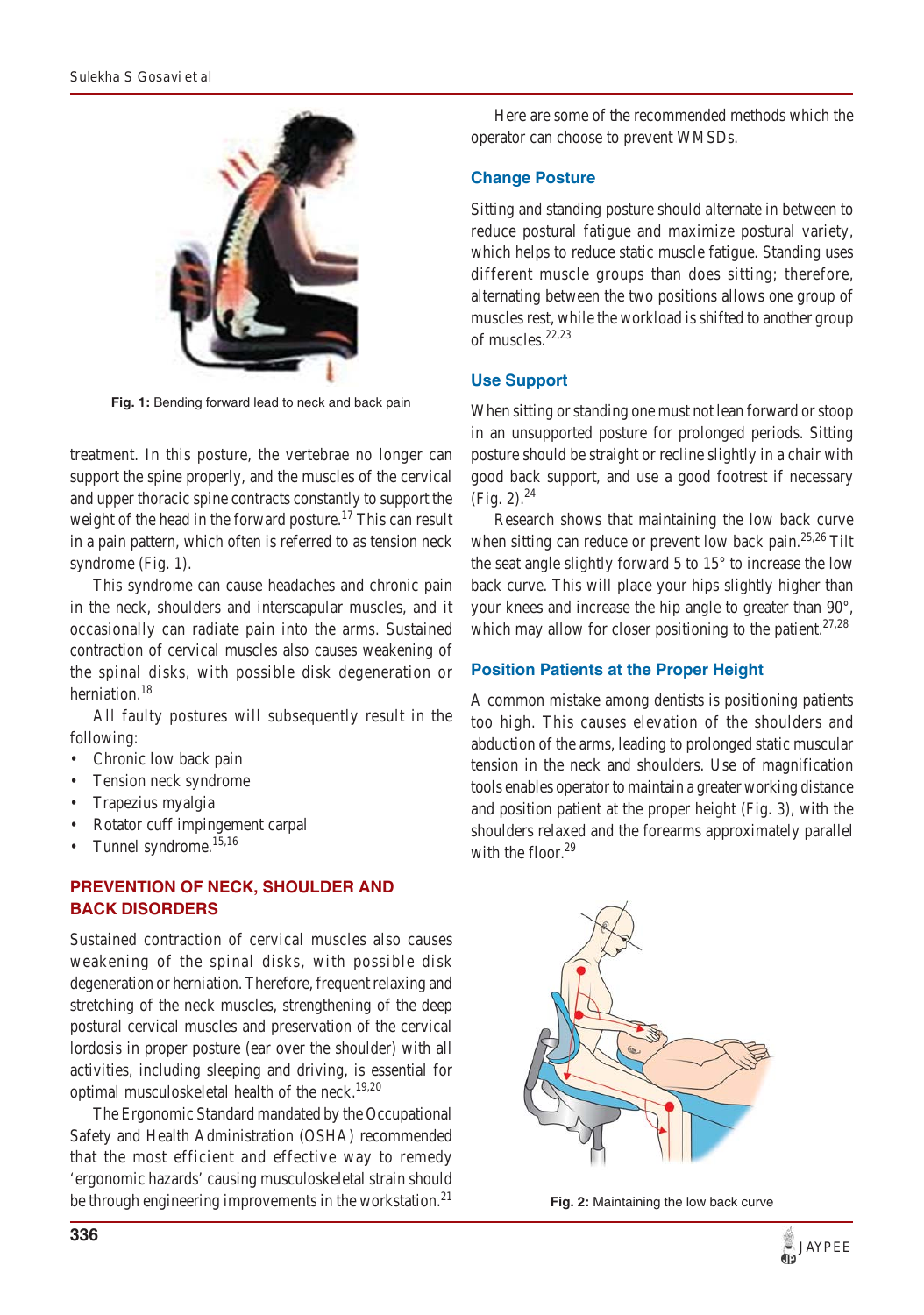Fig. 1: Bending forward lead to neck and back pain

treatment. In this posture, the vertebrae no longer can support the spine properly, and the muscles of the cervical and upper thoracic spine contracts constantly to support the weight of the head in the forward posture.[17] This can result in a pain pattern, which often is referred to as tension neck syndrome (Fig. 1).

This syndrome can cause headaches and chronic pain in the neck, shoulders and interscapular muscles, and it occasionally can radiate pain into the arms. Sustained contraction of cervical muscles also causes weakening of the spinal disks, with possible disk degeneration or herniation.[18]

All faulty postures will subsequently result in the following:

- Chronic low back pain
- Tension neck syndrome
- Trapezius myalgia
- Rotator cuff impingement carpal
- Tunnel syndrome.[15,16]

## PREVENTION OF NECK, SHOULDER AND BACK DISORDERS

Sustained contraction of cervical muscles also causes weakening of the spinal disks, with possible disk degeneration or herniation. Therefore, frequent relaxing and stretching of the neck muscles, strengthening of the deep postural cervical muscles and preservation of the cervical lordosis in proper posture (ear over the shoulder) with all activities, including sleeping and driving, is essential for optimal musculoskeletal health of the neck.[19,20]

The Ergonomic Standard mandated by the Occupational Safety and Health Administration (OSHA) recommended that the most efficient and effective way to remedy 'ergonomic hazards' causing musculoskeletal strain should be through engineering improvements in the workstation.[21]

Here are some of the recommended methods which the operator can choose to prevent WMSDs.

### Change Posture

Sitting and standing posture should alternate in between to reduce postural fatigue and maximize postural variety, which helps to reduce static muscle fatigue. Standing uses different muscle groups than does sitting; therefore, alternating between the two positions allows one group of muscles rest, while the workload is shifted to another group of muscles.[22,23]

### Use Support

When sitting or standing one must not lean forward or stoop in an unsupported posture for prolonged periods. Sitting posture should be straight or recline slightly in a chair with good back support, and use a good footrest if necessary (Fig. 2).[24]

Research shows that maintaining the low back curve when sitting can reduce or prevent low back pain.[25,26] Tilt the seat angle slightly forward 5 to 15° to increase the low back curve. This will place your hips slightly higher than your knees and increase the hip angle to greater than 90°, which may allow for closer positioning to the patient.[27,28]

### Position Patients at the Proper Height

A common mistake among dentists is positioning patients too high. This causes elevation of the shoulders and abduction of the arms, leading to prolonged static muscular tension in the neck and shoulders. Use of magnification tools enables operator to maintain a greater working distance and position patient at the proper height (Fig. 3), with the shoulders relaxed and the forearms approximately parallel with the floor.[29]

Fig. 2: Maintaining the low back curve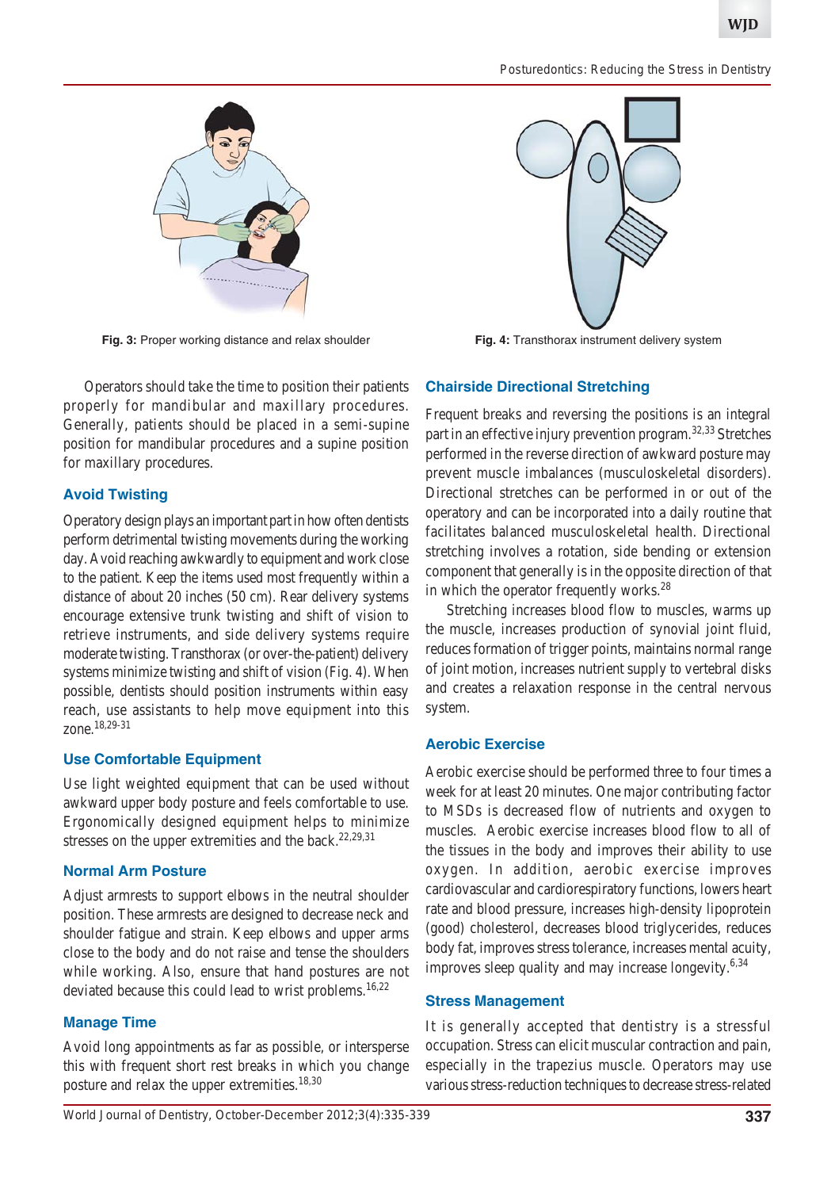Fig. 3: Proper working distance and relax shoulder

Fig. 4: Transthorax instrument delivery system

Operators should take the time to position their patients properly for mandibular and maxillary procedures. Generally, patients should be placed in a semi-supine position for mandibular procedures and a supine position for maxillary procedures.

### Avoid Twisting

Operatory design plays an important part in how often dentists perform detrimental twisting movements during the working day. Avoid reaching awkwardly to equipment and work close to the patient. Keep the items used most frequently within a distance of about 20 inches (50 cm). Rear delivery systems encourage extensive trunk twisting and shift of vision to retrieve instruments, and side delivery systems require moderate twisting. Transthorax (or over-the-patient) delivery systems minimize twisting and shift of vision (Fig. 4). When possible, dentists should position instruments within easy reach, use assistants to help move equipment into this zone.[18,29-31]

### Use Comfortable Equipment

Use light weighted equipment that can be used without awkward upper body posture and feels comfortable to use. Ergonomically designed equipment helps to minimize stresses on the upper extremities and the back.[22,29,31]

### Normal Arm Posture

Adjust armrests to support elbows in the neutral shoulder position. These armrests are designed to decrease neck and shoulder fatigue and strain. Keep elbows and upper arms close to the body and do not raise and tense the shoulders while working. Also, ensure that hand postures are not deviated because this could lead to wrist problems.[16,22]

### Manage Time

Avoid long appointments as far as possible, or intersperse this with frequent short rest breaks in which you change posture and relax the upper extremities.[18,30]

### Chairside Directional Stretching

Frequent breaks and reversing the positions is an integral part in an effective injury prevention program.[32,33] Stretches performed in the reverse direction of awkward posture may prevent muscle imbalances (musculoskeletal disorders). Directional stretches can be performed in or out of the operatory and can be incorporated into a daily routine that facilitates balanced musculoskeletal health. Directional stretching involves a rotation, side bending or extension component that generally is in the opposite direction of that in which the operator frequently works.[28]

Stretching increases blood flow to muscles, warms up the muscle, increases production of synovial joint fluid, reduces formation of trigger points, maintains normal range of joint motion, increases nutrient supply to vertebral disks and creates a relaxation response in the central nervous system.

### Aerobic Exercise

Aerobic exercise should be performed three to four times a week for at least 20 minutes. One major contributing factor to MSDs is decreased flow of nutrients and oxygen to muscles. Aerobic exercise increases blood flow to all of the tissues in the body and improves their ability to use oxygen. In addition, aerobic exercise improves cardiovascular and cardiorespiratory functions, lowers heart rate and blood pressure, increases high-density lipoprotein (good) cholesterol, decreases blood triglycerides, reduces body fat, improves stress tolerance, increases mental acuity, improves sleep quality and may increase longevity.[6,34]

### Stress Management

It is generally accepted that dentistry is a stressful occupation. Stress can elicit muscular contraction and pain, especially in the trapezius muscle. Operators may use various stress-reduction techniques to decrease stress-related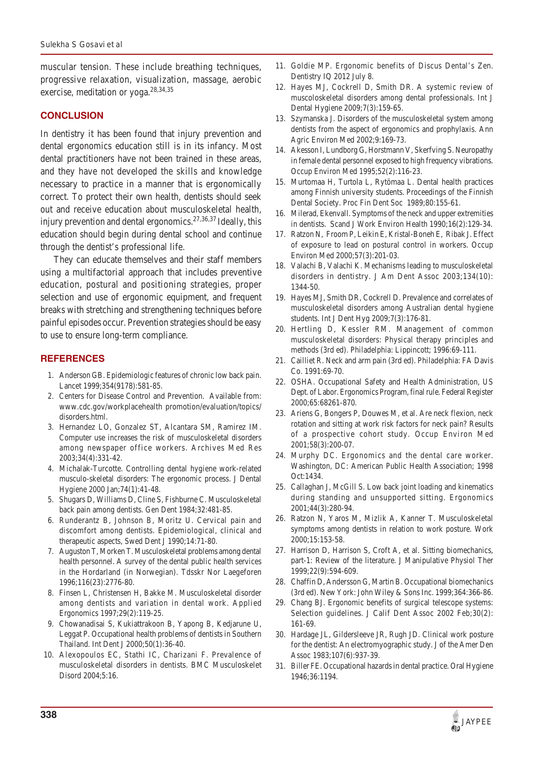muscular tension. These include breathing techniques, progressive relaxation, visualization, massage, aerobic exercise, meditation or yoga.[28,34,35]

## CONCLUSION

In dentistry it has been found that injury prevention and dental ergonomics education still is in its infancy. Most dental practitioners have not been trained in these areas, and they have not developed the skills and knowledge necessary to practice in a manner that is ergonomically correct. To protect their own health, dentists should seek out and receive education about musculoskeletal health, injury prevention and dental ergonomics.[27,36,37] Ideally, this education should begin during dental school and continue through the dentist's professional life.

They can educate themselves and their staff members using a multifactorial approach that includes preventive education, postural and positioning strategies, proper selection and use of ergonomic equipment, and frequent breaks with stretching and strengthening techniques before painful episodes occur. Prevention strategies should be easy to use to ensure long-term compliance.

## REFERENCES

1. Anderson GB. Epidemiologic features of chronic low back pain. Lancet 1999;354(9178):581-85.
2. Centers for Disease Control and Prevention. Available from: www.cdc.gov/workplacehealth promotion/evaluation/topics/disorders.html.
3. Hernandez LO, Gonzalez ST, Alcantara SM, Ramirez IM. Computer use increases the risk of musculoskeletal disorders among newspaper office workers. Archives Med Res 2003;34(4):331-42.
4. Michalak-Turcotte. Controlling dental hygiene work-related musculo-skeletal disorders: The ergonomic process. J Dental Hygiene 2000 Jan;74(1):41-48.
5. Shugars D, Williams D, Cline S, Fishburne C. Musculoskeletal back pain among dentists. Gen Dent 1984;32:481-85.
6. Runderantz B, Johnson B, Moritz U. Cervical pain and discomfort among dentists. Epidemiological, clinical and therapeutic aspects, Swed Dent J 1990;14:71-80.
7. Auguston T, Morken T. Musculoskeletal problems among dental health personnel. A survey of the dental public health services in the Hordarland (in Norwegian). Tdsskr Nor Laegeforen 1996;116(23):2776-80.
8. Finsen L, Christensen H, Bakke M. Musculoskeletal disorder among dentists and variation in dental work. Applied Ergonomics 1997;29(2):119-25.
9. Chowanadisai S, Kukiattrakoon B, Yapong B, Kedjarune U, Leggat P. Occupational health problems of dentists in Southern Thailand. Int Dent J 2000;50(1):36-40.
10. Alexopoulos EC, Stathi IC, Charizani F. Prevalence of musculoskeletal disorders in dentists. BMC Musculoskelet Disord 2004;5:16.
11. Goldie MP. Ergonomic benefits of Discus Dental's Zen. Dentistry IQ 2012 July 8.
12. Hayes MJ, Cockrell D, Smith DR. A systemic review of muscoloskeletal disorders among dental professionals. Int J Dental Hygiene 2009;7(3):159-65.
13. Szymanska J. Disorders of the musculoskeletal system among dentists from the aspect of ergonomics and prophylaxis. Ann Agric Environ Med 2002;9:169-73.
14. Akesson I, Lundborg G, Horstmann V, Skerfving S. Neuropathy in female dental personnel exposed to high frequency vibrations. Occup Environ Med 1995;52(2):116-23.
15. Murtomaa H, Turtola L, Rytömaa L. Dental health practices among Finnish university students. Proceedings of the Finnish Dental Society. Proc Fin Dent Soc 1989;80:155-61.
16. Milerad, Ekenvall. Symptoms of the neck and upper extremities in dentists. Scand J Work Environ Health 1990;16(2):129-34.
17. Ratzon N, Froom P, Leikin E, Kristal-Boneh E, Ribak J. Effect of exposure to lead on postural control in workers. Occup Environ Med 2000;57(3):201-03.
18. Valachi B, Valachi K. Mechanisms leading to musculoskeletal disorders in dentistry. J Am Dent Assoc 2003;134(10): 1344-50.
19. Hayes MJ, Smith DR, Cockrell D. Prevalence and correlates of musculoskeletal disorders among Australian dental hygiene students. Int J Dent Hyg 2009;7(3):176-81.
20. Hertling D, Kessler RM. Management of common musculoskeletal disorders: Physical therapy principles and methods (3rd ed). Philadelphia: Lippincott; 1996:69-111.
21. Cailliet R. Neck and arm pain (3rd ed). Philadelphia: FA Davis Co. 1991:69-70.
22. OSHA. Occupational Safety and Health Administration, US Dept. of Labor. Ergonomics Program, final rule. Federal Register 2000;65:68261-870.
23. Ariens G, Bongers P, Douwes M, et al. Are neck flexion, neck rotation and sitting at work risk factors for neck pain? Results of a prospective cohort study. Occup Environ Med 2001;58(3):200-07.
24. Murphy DC. Ergonomics and the dental care worker. Washington, DC: American Public Health Association; 1998 Oct:1434.
25. Callaghan J, McGill S. Low back joint loading and kinematics during standing and unsupported sitting. Ergonomics 2001;44(3):280-94.
26. Ratzon N, Yaros M, Mizlik A, Kanner T. Musculoskeletal symptoms among dentists in relation to work posture. Work 2000;15:153-58.
27. Harrison D, Harrison S, Croft A, et al. Sitting biomechanics, part-1: Review of the literature. J Manipulative Physiol Ther 1999;22(9):594-609.
28. Chaffin D, Andersson G, Martin B. Occupational biomechanics (3rd ed). New York: John Wiley & Sons Inc. 1999;364:366-86.
29. Chang BJ. Ergonomic benefits of surgical telescope systems: Selection guidelines. J Calif Dent Assoc 2002 Feb;30(2): 161-69.
30. Hardage JL, Gildersleeve JR, Rugh JD. Clinical work posture for the dentist: An electromyographic study. J of the Amer Den Assoc 1983;107(6):937-39.
31. Biller FE. Occupational hazards in dental practice. Oral Hygiene 1946;36:1194.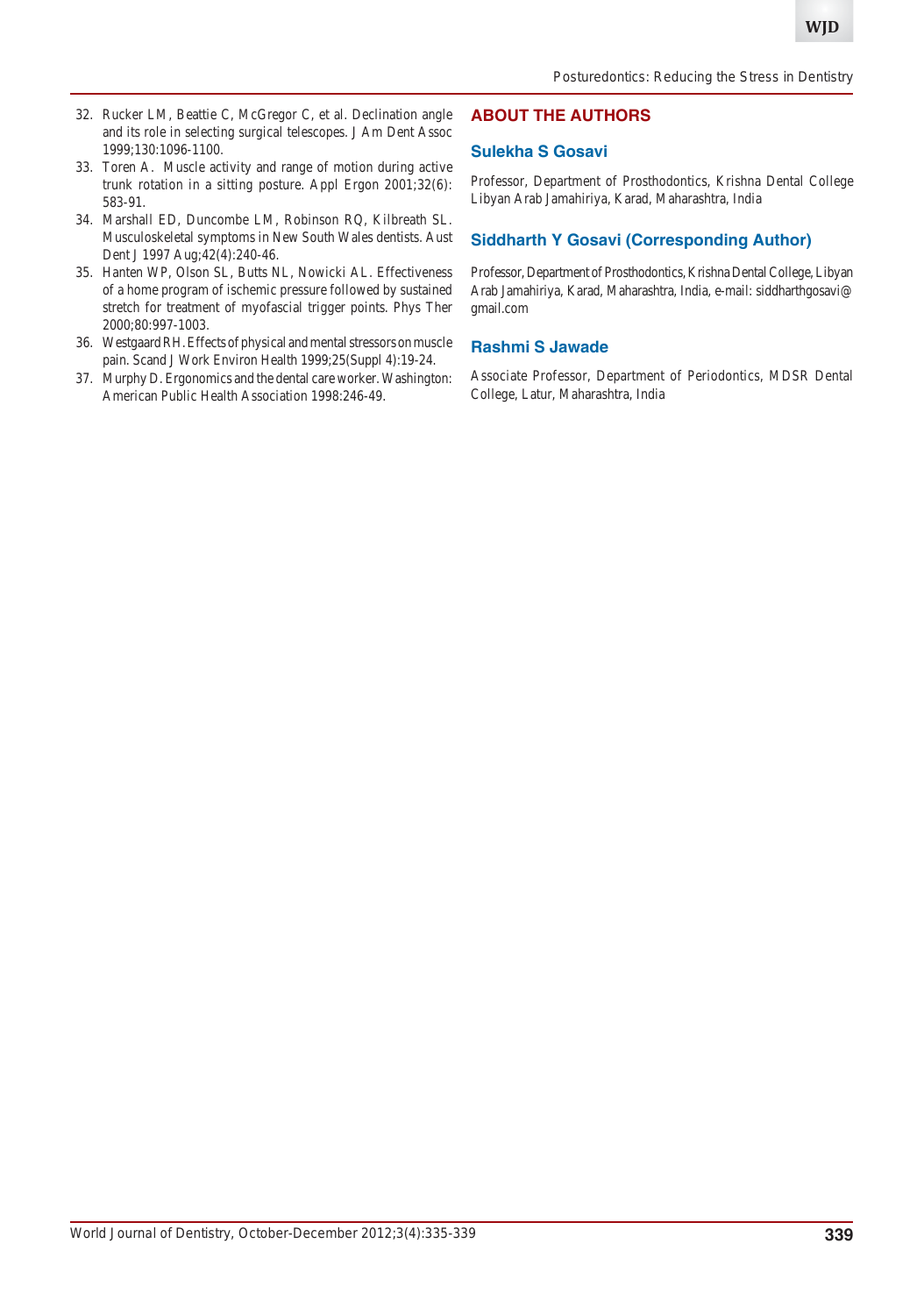32. Rucker LM, Beattie C, McGregor C, et al. Declination angle and its role in selecting surgical telescopes. J Am Dent Assoc 1999;130:1096-1100.
33. Toren A. Muscle activity and range of motion during active trunk rotation in a sitting posture. Appl Ergon 2001;32(6): 583-91.
34. Marshall ED, Duncombe LM, Robinson RQ, Kilbreath SL. Musculoskeletal symptoms in New South Wales dentists. Aust Dent J 1997 Aug;42(4):240-46.
35. Hanten WP, Olson SL, Butts NL, Nowicki AL. Effectiveness of a home program of ischemic pressure followed by sustained stretch for treatment of myofascial trigger points. Phys Ther 2000;80:997-1003.
36. Westgaard RH. Effects of physical and mental stressors on muscle pain. Scand J Work Environ Health 1999;25(Suppl 4):19-24.
37. Murphy D. Ergonomics and the dental care worker. Washington: American Public Health Association 1998:246-49.

## ABOUT THE AUTHORS

### Sulekha S Gosavi

Professor, Department of Prosthodontics, Krishna Dental College Libyan Arab Jamahiriya, Karad, Maharashtra, India

### Siddharth Y Gosavi (Corresponding Author)

Professor, Department of Prosthodontics, Krishna Dental College, Libyan Arab Jamahiriya, Karad, Maharashtra, India, e-mail: siddharthgosavi@gmail.com

### Rashmi S Jawade

Associate Professor, Department of Periodontics, MDSR Dental College, Latur, Maharashtra, India